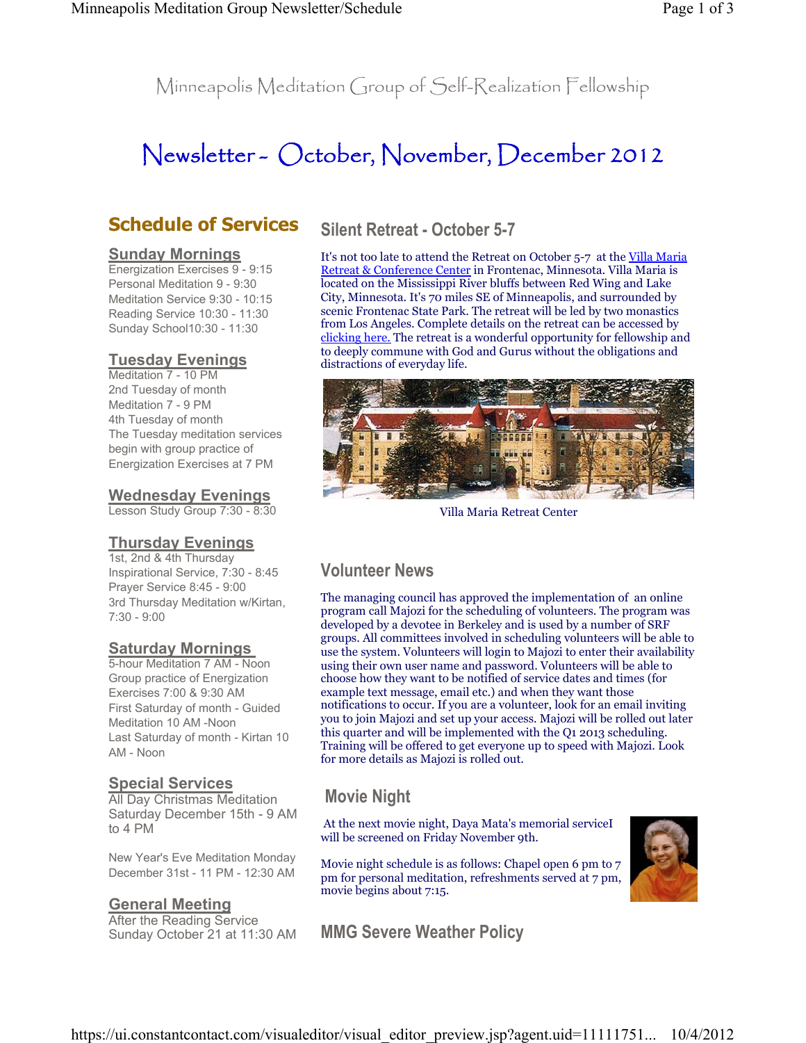Minneapolis Meditation Group of Self-Realization Fellowship

# Newsletter - October, November, December 2012

## Schedule of Services

### Sunday Mornings

Energization Exercises 9 - 9:15
Personal Meditation 9 - 9:30
Meditation Service 9:30 - 10:15
Reading Service 10:30 - 11:30
Sunday School10:30 - 11:30

### Tuesday Evenings

Meditation 7 - 10 PM
2nd Tuesday of month
Meditation 7 - 9 PM
4th Tuesday of month
The Tuesday meditation services begin with group practice of Energization Exercises at 7 PM

### Wednesday Evenings

Lesson Study Group 7:30 - 8:30

### Thursday Evenings

1st, 2nd & 4th Thursday
Inspirational Service, 7:30 - 8:45
Prayer Service 8:45 - 9:00
3rd Thursday Meditation w/Kirtan, 7:30 - 9:00

### Saturday Mornings

5-hour Meditation 7 AM - Noon
Group practice of Energization Exercises 7:00 & 9:30 AM
First Saturday of month - Guided Meditation 10 AM -Noon
Last Saturday of month - Kirtan 10 AM - Noon

### Special Services

All Day Christmas Meditation Saturday December 15th - 9 AM to 4 PM

New Year's Eve Meditation Monday December 31st - 11 PM - 12:30 AM

### General Meeting

After the Reading Service Sunday October 21 at 11:30 AM

## Silent Retreat - October 5-7

It's not too late to attend the Retreat on October 5-7 at the Villa Maria Retreat & Conference Center in Frontenac, Minnesota. Villa Maria is located on the Mississippi River bluffs between Red Wing and Lake City, Minnesota. It's 70 miles SE of Minneapolis, and surrounded by scenic Frontenac State Park. The retreat will be led by two monastics from Los Angeles. Complete details on the retreat can be accessed by clicking here. The retreat is a wonderful opportunity for fellowship and to deeply commune with God and Gurus without the obligations and distractions of everyday life.

Villa Maria Retreat Center

## Volunteer News

The managing council has approved the implementation of an online program call Majozi for the scheduling of volunteers. The program was developed by a devotee in Berkeley and is used by a number of SRF groups. All committees involved in scheduling volunteers will be able to use the system. Volunteers will login to Majozi to enter their availability using their own user name and password. Volunteers will be able to choose how they want to be notified of service dates and times (for example text message, email etc.) and when they want those notifications to occur. If you are a volunteer, look for an email inviting you to join Majozi and set up your access. Majozi will be rolled out later this quarter and will be implemented with the Q1 2013 scheduling. Training will be offered to get everyone up to speed with Majozi. Look for more details as Majozi is rolled out.

## Movie Night

At the next movie night, Daya Mata's memorial serviceI will be screened on Friday November 9th.

Movie night schedule is as follows: Chapel open 6 pm to 7 pm for personal meditation, refreshments served at 7 pm, movie begins about 7:15.

## MMG Severe Weather Policy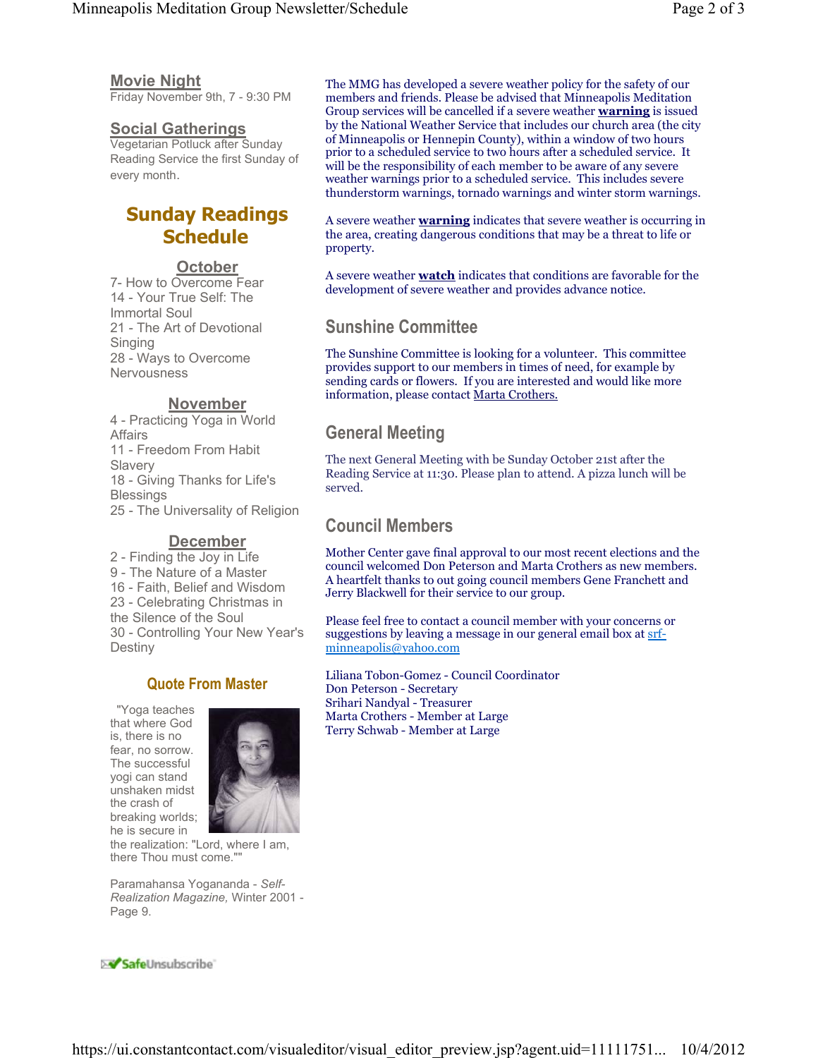## Movie Night

Friday November 9th, 7 - 9:30 PM

## Social Gatherings

Vegetarian Potluck after Sunday Reading Service the first Sunday of every month.

# Sunday Readings Schedule

### October

7- How to Overcome Fear
14 - Your True Self: The Immortal Soul
21 - The Art of Devotional Singing
28 - Ways to Overcome Nervousness

### November

4 - Practicing Yoga in World Affairs
11 - Freedom From Habit Slavery
18 - Giving Thanks for Life's Blessings
25 - The Universality of Religion

### December

2 - Finding the Joy in Life
9 - The Nature of a Master
16 - Faith, Belief and Wisdom
23 - Celebrating Christmas in the Silence of the Soul
30 - Controlling Your New Year's Destiny

## Quote From Master

"Yoga teaches that where God is, there is no fear, no sorrow. The successful yogi can stand unshaken midst the crash of breaking worlds; he is secure in the realization: "Lord, where I am, there Thou must come.""

Paramahansa Yogananda - *Self-Realization Magazine,* Winter 2001 - Page 9.

SafeUnsubscribe

The MMG has developed a severe weather policy for the safety of our members and friends. Please be advised that Minneapolis Meditation Group services will be cancelled if a severe weather **warning** is issued by the National Weather Service that includes our church area (the city of Minneapolis or Hennepin County), within a window of two hours prior to a scheduled service to two hours after a scheduled service. It will be the responsibility of each member to be aware of any severe weather warnings prior to a scheduled service. This includes severe thunderstorm warnings, tornado warnings and winter storm warnings.

A severe weather **warning** indicates that severe weather is occurring in the area, creating dangerous conditions that may be a threat to life or property.

A severe weather **watch** indicates that conditions are favorable for the development of severe weather and provides advance notice.

## Sunshine Committee

The Sunshine Committee is looking for a volunteer. This committee provides support to our members in times of need, for example by sending cards or flowers. If you are interested and would like more information, please contact Marta Crothers.

## General Meeting

The next General Meeting with be Sunday October 21st after the Reading Service at 11:30. Please plan to attend. A pizza lunch will be served.

## Council Members

Mother Center gave final approval to our most recent elections and the council welcomed Don Peterson and Marta Crothers as new members. A heartfelt thanks to out going council members Gene Franchett and Jerry Blackwell for their service to our group.

Please feel free to contact a council member with your concerns or suggestions by leaving a message in our general email box at srf-minneapolis@yahoo.com

Liliana Tobon-Gomez - Council Coordinator
Don Peterson - Secretary
Srihari Nandyal - Treasurer
Marta Crothers - Member at Large
Terry Schwab - Member at Large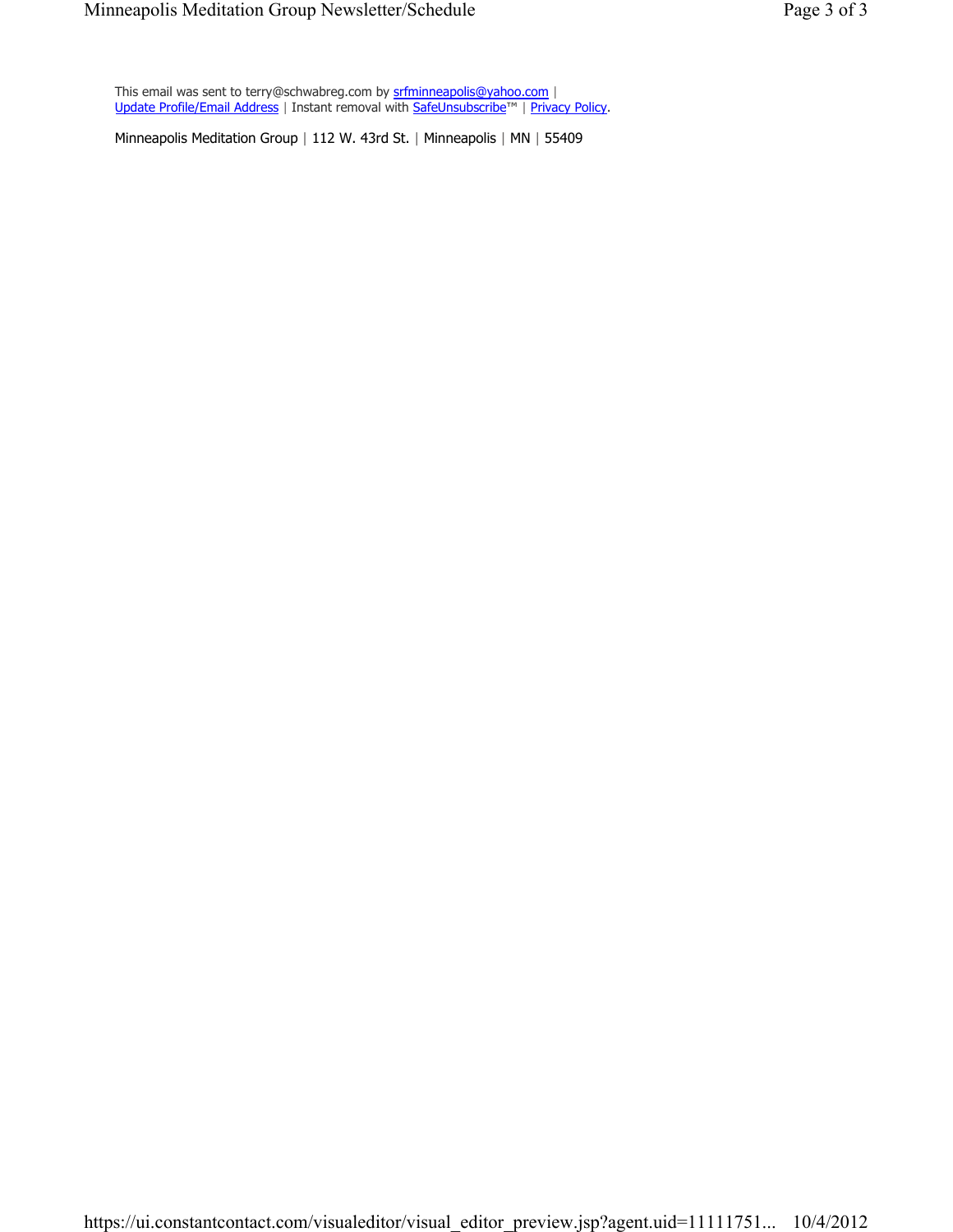This email was sent to terry@schwabreg.com by srfminneapolis@yahoo.com |
Update Profile/Email Address | Instant removal with SafeUnsubscribe™ | Privacy Policy.

Minneapolis Meditation Group | 112 W. 43rd St. | Minneapolis | MN | 55409